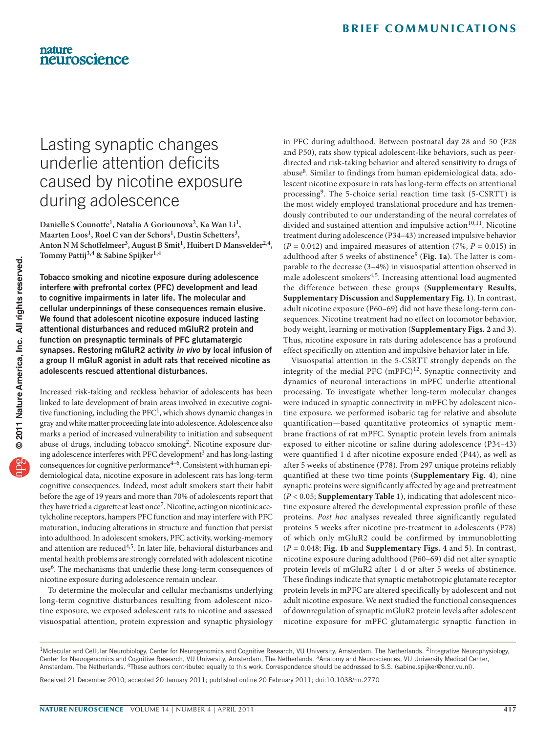# Lasting synaptic changes underlie attention deficits caused by nicotine exposure during adolescence

**Danielle S Counotte[1], Natalia A Goriounova[2], Ka Wan Li[1], Maarten Loos[1], Roel C van der Schors[1], Dustin Schetters[3], Anton N M Schoffelmeer[3], August B Smit[1], Huibert D Mansvelder[2,4], Tommy Pattij[3,4] & Sabine Spijker[1,4]**

**Tobacco smoking and nicotine exposure during adolescence interfere with prefrontal cortex (PFC) development and lead to cognitive impairments in later life. The molecular and cellular underpinnings of these consequences remain elusive. We found that adolescent nicotine exposure induced lasting attentional disturbances and reduced mGluR2 protein and function on presynaptic terminals of PFC glutamatergic synapses. Restoring mGluR2 activity *in vivo* by local infusion of a group II mGluR agonist in adult rats that received nicotine as adolescents rescued attentional disturbances.**

Increased risk-taking and reckless behavior of adolescents has been linked to late development of brain areas involved in executive cognitive functioning, including the PFC[1], which shows dynamic changes in gray and white matter proceeding late into adolescence. Adolescence also marks a period of increased vulnerability to initiation and subsequent abuse of drugs, including tobacco smoking[2]. Nicotine exposure during adolescence interferes with PFC development[3] and has long-lasting consequences for cognitive performance[4–6]. Consistent with human epidemiological data, nicotine exposure in adolescent rats has long-term cognitive consequences. Indeed, most adult smokers start their habit before the age of 19 years and more than 70% of adolescents report that they have tried a cigarette at least once[7]. Nicotine, acting on nicotinic acetylcholine receptors, hampers PFC function and may interfere with PFC maturation, inducing alterations in structure and function that persist into adulthood. In adolescent smokers, PFC activity, working-memory and attention are reduced[4,5]. In later life, behavioral disturbances and mental health problems are strongly correlated with adolescent nicotine use[6]. The mechanisms that underlie these long-term consequences of nicotine exposure during adolescence remain unclear.

To determine the molecular and cellular mechanisms underlying long-term cognitive disturbances resulting from adolescent nicotine exposure, we exposed adolescent rats to nicotine and assessed visuospatial attention, protein expression and synaptic physiology in PFC during adulthood. Between postnatal day 28 and 50 (P28 and P50), rats show typical adolescent-like behaviors, such as peer-directed and risk-taking behavior and altered sensitivity to drugs of abuse[8]. Similar to findings from human epidemiological data, adolescent nicotine exposure in rats has long-term effects on attentional processing[9]. The 5-choice serial reaction time task (5-CSRTT) is the most widely employed translational procedure and has tremendously contributed to our understanding of the neural correlates of divided and sustained attention and impulsive action[10,11]. Nicotine treatment during adolescence (P34–43) increased impulsive behavior ($P = 0.042$) and impaired measures of attention (7%, $P = 0.015$) in adulthood after 5 weeks of abstinence[9] (**Fig. 1a**). The latter is comparable to the decrease (3–4%) in visuospatial attention observed in male adolescent smokers[4,5]. Increasing attentional load augmented the difference between these groups (**Supplementary Results**, **Supplementary Discussion** and **Supplementary Fig. 1**). In contrast, adult nicotine exposure (P60–69) did not have these long-term consequences. Nicotine treatment had no effect on locomotor behavior, body weight, learning or motivation (**Supplementary Figs. 2** and **3**). Thus, nicotine exposure in rats during adolescence has a profound effect specifically on attention and impulsive behavior later in life.

Visuospatial attention in the 5-CSRTT strongly depends on the integrity of the medial PFC (mPFC)[12]. Synaptic connectivity and dynamics of neuronal interactions in mPFC underlie attentional processing. To investigate whether long-term molecular changes were induced in synaptic connectivity in mPFC by adolescent nicotine exposure, we performed isobaric tag for relative and absolute quantification—based quantitative proteomics of synaptic membrane fractions of rat mPFC. Synaptic protein levels from animals exposed to either nicotine or saline during adolescence (P34–43) were quantified 1 d after nicotine exposure ended (P44), as well as after 5 weeks of abstinence (P78). From 297 unique proteins reliably quantified at these two time points (**Supplementary Fig. 4**), nine synaptic proteins were significantly affected by age and pretreatment ($P < 0.05$; **Supplementary Table 1**), indicating that adolescent nicotine exposure altered the developmental expression profile of these proteins. *Post hoc* analyses revealed three significantly regulated proteins 5 weeks after nicotine pre-treatment in adolescents (P78) of which only mGluR2 could be confirmed by immunoblotting ($P = 0.048$; **Fig. 1b** and **Supplementary Figs. 4** and **5**). In contrast, nicotine exposure during adulthood (P60–69) did not alter synaptic protein levels of mGluR2 after 1 d or after 5 weeks of abstinence. These findings indicate that synaptic metabotropic glutamate receptor protein levels in mPFC are altered specifically by adolescent and not adult nicotine exposure. We next studied the functional consequences of downregulation of synaptic mGluR2 protein levels after adolescent nicotine exposure for mPFC glutamatergic synaptic function in

[1]Molecular and Cellular Neurobiology, Center for Neurogenomics and Cognitive Research, VU University, Amsterdam, The Netherlands. [2]Integrative Neurophysiology, Center for Neurogenomics and Cognitive Research, VU University, Amsterdam, The Netherlands. [3]Anatomy and Neurosciences, VU University Medical Center, Amsterdam, The Netherlands. [4]These authors contributed equally to this work. Correspondence should be addressed to S.S. (sabine.spijker@cncr.vu.nl).

Received 21 December 2010; accepted 20 January 2011; published online 20 February 2011; doi:10.1038/nn.2770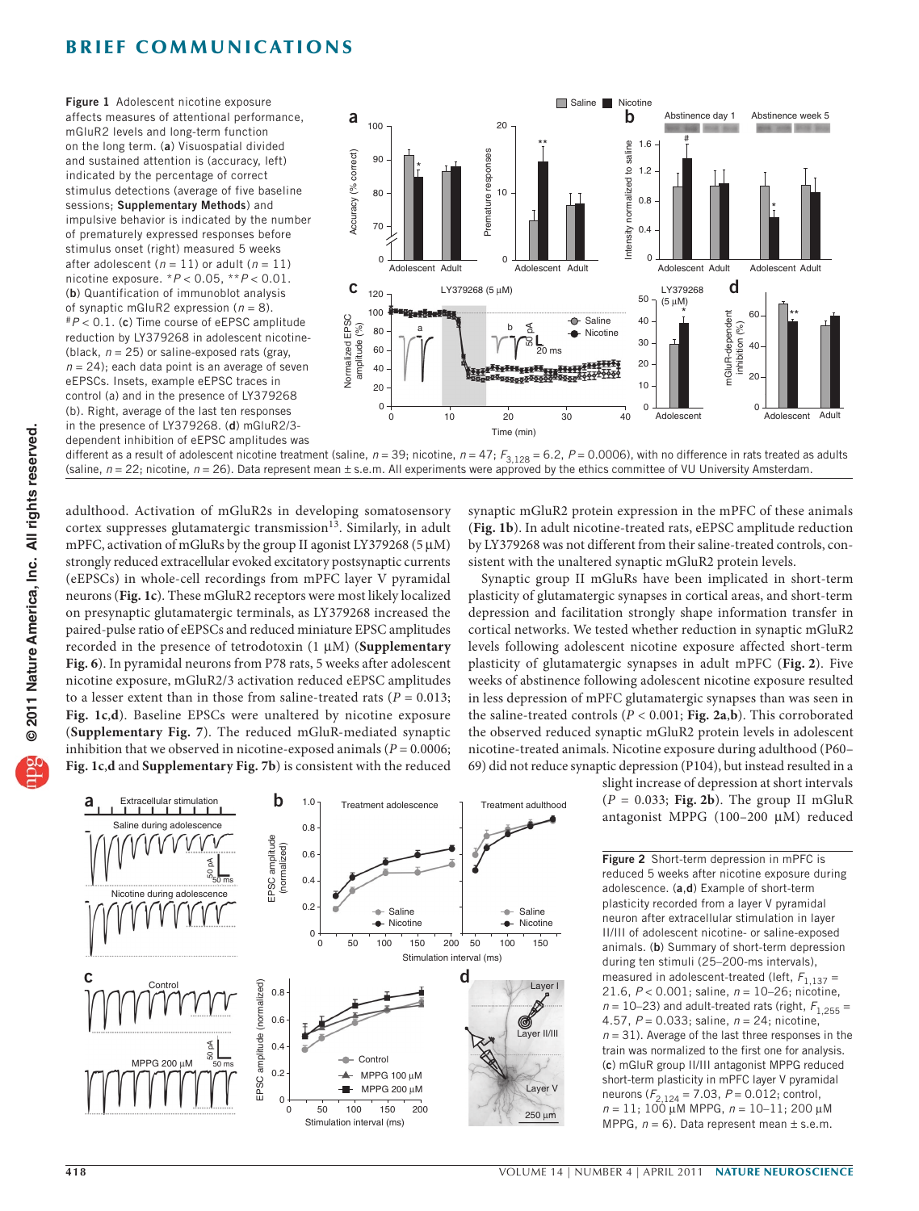**Figure 1** Adolescent nicotine exposure affects measures of attentional performance, mGluR2 levels and long-term function on the long term. (**a**) Visuospatial divided and sustained attention is (accuracy, left) indicated by the percentage of correct stimulus detections (average of five baseline sessions; **Supplementary Methods**) and impulsive behavior is indicated by the number of prematurely expressed responses before stimulus onset (right) measured 5 weeks after adolescent ($n = 11$) or adult ($n = 11$) nicotine exposure. $^{*}P < 0.05$, $^{**}P < 0.01$. (**b**) Quantification of immunoblot analysis of synaptic mGluR2 expression ($n = 8$). $^{\#}P < 0.1$. (**c**) Time course of eEPSC amplitude reduction by LY379268 in adolescent nicotine- (black, $n = 25$) or saline-exposed rats (gray, $n = 24$); each data point is an average of seven eEPSCs. Insets, example eEPSC traces in control (a) and in the presence of LY379268 (b). Right, average of the last ten responses in the presence of LY379268. (**d**) mGluR2/3-dependent inhibition of eEPSC amplitudes was different as a result of adolescent nicotine treatment (saline, $n = 39$; nicotine, $n = 47$; $F_{3,128} = 6.2$, $P = 0.0006$), with no difference in rats treated as adults (saline, $n = 22$; nicotine, $n = 26$). Data represent mean ± s.e.m. All experiments were approved by the ethics committee of VU University Amsterdam.

adulthood. Activation of mGluR2s in developing somatosensory cortex suppresses glutamatergic transmission[13]. Similarly, in adult mPFC, activation of mGluRs by the group II agonist LY379268 (5 μM) strongly reduced extracellular evoked excitatory postsynaptic currents (eEPSCs) in whole-cell recordings from mPFC layer V pyramidal neurons (**Fig. 1c**). These mGluR2 receptors were most likely localized on presynaptic glutamatergic terminals, as LY379268 increased the paired-pulse ratio of eEPSCs and reduced miniature EPSC amplitudes recorded in the presence of tetrodotoxin (1 μM) (**Supplementary Fig. 6**). In pyramidal neurons from P78 rats, 5 weeks after adolescent nicotine exposure, mGluR2/3 activation reduced eEPSC amplitudes to a lesser extent than in those from saline-treated rats ($P = 0.013$; **Fig. 1c**,**d**). Baseline EPSCs were unaltered by nicotine exposure (**Supplementary Fig. 7**). The reduced mGluR-mediated synaptic inhibition that we observed in nicotine-exposed animals ($P = 0.0006$; **Fig. 1c**,**d** and **Supplementary Fig. 7b**) is consistent with the reduced synaptic mGluR2 protein expression in the mPFC of these animals (**Fig. 1b**). In adult nicotine-treated rats, eEPSC amplitude reduction by LY379268 was not different from their saline-treated controls, consistent with the unaltered synaptic mGluR2 protein levels.

Synaptic group II mGluRs have been implicated in short-term plasticity of glutamatergic synapses in cortical areas, and short-term depression and facilitation strongly shape information transfer in cortical networks. We tested whether reduction in synaptic mGluR2 levels following adolescent nicotine exposure affected short-term plasticity of glutamatergic synapses in adult mPFC (**Fig. 2**). Five weeks of abstinence following adolescent nicotine exposure resulted in less depression of mPFC glutamatergic synapses than was seen in the saline-treated controls ($P < 0.001$; **Fig. 2a**,**b**). This corroborated the observed reduced synaptic mGluR2 protein levels in adolescent nicotine-treated animals. Nicotine exposure during adulthood (P60–69) did not reduce synaptic depression (P104), but instead resulted in a slight increase of depression at short intervals ($P = 0.033$; **Fig. 2b**). The group II mGluR antagonist MPPG (100–200 μM) reduced

**Figure 2** Short-term depression in mPFC is reduced 5 weeks after nicotine exposure during adolescence. (**a**,**d**) Example of short-term plasticity recorded from a layer V pyramidal neuron after extracellular stimulation in layer II/III of adolescent nicotine- or saline-exposed animals. (**b**) Summary of short-term depression during ten stimuli (25–200-ms intervals), measured in adolescent-treated (left, $F_{1,137} = 21.6$, $P < 0.001$; saline, $n = 10$–26; nicotine, $n = 10$–23) and adult-treated rats (right, $F_{1,255} = 4.57$, $P = 0.033$; saline, $n = 24$; nicotine, $n = 31$). Average of the last three responses in the train was normalized to the first one for analysis. (**c**) mGluR group II/III antagonist MPPG reduced short-term plasticity in mPFC layer V pyramidal neurons ($F_{2,124} = 7.03$, $P = 0.012$; control, $n = 11$; 100 μM MPPG, $n = 10$–11; 200 μM MPPG, $n = 6$). Data represent mean ± s.e.m.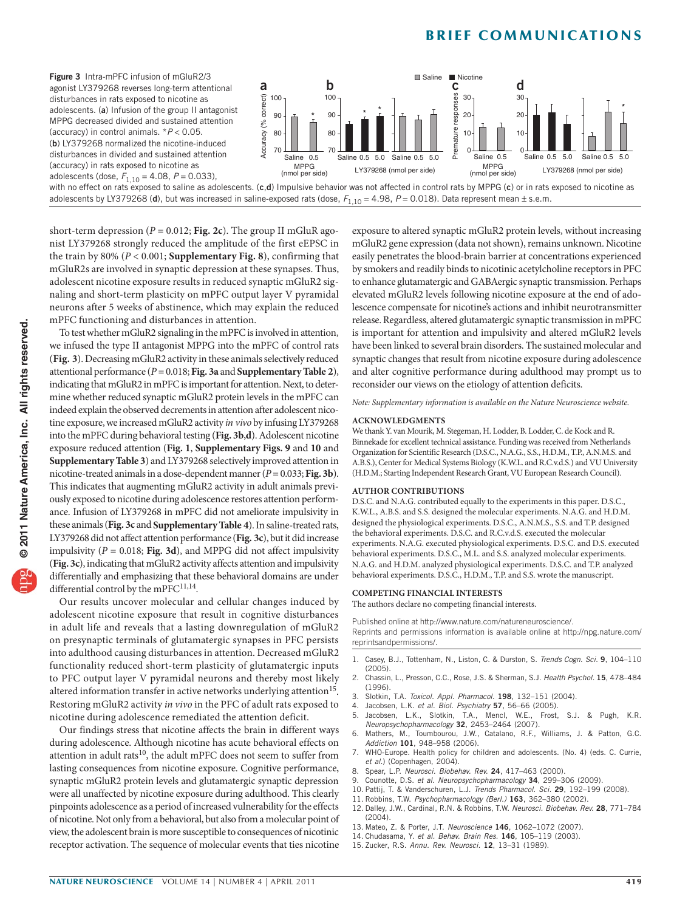**Figure 3** Intra-mPFC infusion of mGluR2/3 agonist LY379268 reverses long-term attentional disturbances in rats exposed to nicotine as adolescents. (**a**) Infusion of the group II antagonist MPPG decreased divided and sustained attention (accuracy) in control animals. \*$P < 0.05$. (**b**) LY379268 normalized the nicotine-induced disturbances in divided and sustained attention (accuracy) in rats exposed to nicotine as adolescents (dose, $F_{1,10} = 4.08$, $P = 0.033$), with no effect on rats exposed to saline as adolescents. (**c**,**d**) Impulsive behavior was not affected in control rats by MPPG (**c**) or in rats exposed to nicotine as adolescents by LY379268 (**d**), but was increased in saline-exposed rats (dose, $F_{1,10} = 4.98$, $P = 0.018$). Data represent mean ± s.e.m.

a
b
c
d
Saline
Nicotine
Accuracy (% correct)
100
90
80
70
Saline 0.5
MPPG (nmol per side)
Saline 0.5 5.0 Saline 0.5 5.0
LY379268 (nmol per side)
Premature responses
30
20
10
0
Saline 0.5
MPPG (nmol per side)
Saline 0.5 5.0 Saline 0.5 5.0
LY379268 (nmol per side)
\*

short-term depression ($P = 0.012$; **Fig. 2c**). The group II mGluR agonist LY379268 strongly reduced the amplitude of the first eEPSC in the train by 80% ($P < 0.001$; **Supplementary Fig. 8**), confirming that mGluR2s are involved in synaptic depression at these synapses. Thus, adolescent nicotine exposure results in reduced synaptic mGluR2 signaling and short-term plasticity on mPFC output layer V pyramidal neurons after 5 weeks of abstinence, which may explain the reduced mPFC functioning and disturbances in attention.

To test whether mGluR2 signaling in the mPFC is involved in attention, we infused the type II antagonist MPPG into the mPFC of control rats (**Fig. 3**). Decreasing mGluR2 activity in these animals selectively reduced attentional performance ($P = 0.018$; **Fig. 3a** and **Supplementary Table 2**), indicating that mGluR2 in mPFC is important for attention. Next, to determine whether reduced synaptic mGluR2 protein levels in the mPFC can indeed explain the observed decrements in attention after adolescent nicotine exposure, we increased mGluR2 activity *in vivo* by infusing LY379268 into the mPFC during behavioral testing (**Fig. 3b**,**d**). Adolescent nicotine exposure reduced attention (**Fig. 1**, **Supplementary Figs. 9** and **10** and **Supplementary Table 3**) and LY379268 selectively improved attention in nicotine-treated animals in a dose-dependent manner ($P = 0.033$; **Fig. 3b**). This indicates that augmenting mGluR2 activity in adult animals previously exposed to nicotine during adolescence restores attention performance. Infusion of LY379268 in mPFC did not ameliorate impulsivity in these animals (**Fig. 3c** and **Supplementary Table 4**). In saline-treated rats, LY379268 did not affect attention performance (**Fig. 3c**), but it did increase impulsivity ($P = 0.018$; **Fig. 3d**), and MPPG did not affect impulsivity (**Fig. 3c**), indicating that mGluR2 activity affects attention and impulsivity differentially and emphasizing that these behavioral domains are under differential control by the mPFC[11,14].

Our results uncover molecular and cellular changes induced by adolescent nicotine exposure that result in cognitive disturbances in adult life and reveals that a lasting downregulation of mGluR2 on presynaptic terminals of glutamatergic synapses in PFC persists into adulthood causing disturbances in attention. Decreased mGluR2 functionality reduced short-term plasticity of glutamatergic inputs to PFC output layer V pyramidal neurons and thereby most likely altered information transfer in active networks underlying attention[15]. Restoring mGluR2 activity *in vivo* in the PFC of adult rats exposed to nicotine during adolescence remediated the attention deficit.

Our findings stress that nicotine affects the brain in different ways during adolescence. Although nicotine has acute behavioral effects on attention in adult rats[10], the adult mPFC does not seem to suffer from lasting consequences from nicotine exposure. Cognitive performance, synaptic mGluR2 protein levels and glutamatergic synaptic depression were all unaffected by nicotine exposure during adulthood. This clearly pinpoints adolescence as a period of increased vulnerability for the effects of nicotine. Not only from a behavioral, but also from a molecular point of view, the adolescent brain is more susceptible to consequences of nicotinic receptor activation. The sequence of molecular events that ties nicotine exposure to altered synaptic mGluR2 protein levels, without increasing mGluR2 gene expression (data not shown), remains unknown. Nicotine easily penetrates the blood-brain barrier at concentrations experienced by smokers and readily binds to nicotinic acetylcholine receptors in PFC to enhance glutamatergic and GABAergic synaptic transmission. Perhaps elevated mGluR2 levels following nicotine exposure at the end of adolescence compensate for nicotine's actions and inhibit neurotransmitter release. Regardless, altered glutamatergic synaptic transmission in mPFC is important for attention and impulsivity and altered mGluR2 levels have been linked to several brain disorders. The sustained molecular and synaptic changes that result from nicotine exposure during adolescence and alter cognitive performance during adulthood may prompt us to reconsider our views on the etiology of attention deficits.

*Note: Supplementary information is available on the Nature Neuroscience website.*

## ACKNOWLEDGMENTS

We thank Y. van Mourik, M. Stegeman, H. Lodder, B. Lodder, C. de Kock and R. Binnekade for excellent technical assistance. Funding was received from Netherlands Organization for Scientific Research (D.S.C., N.A.G., S.S., H.D.M., T.P., A.N.M.S. and A.B.S.), Center for Medical Systems Biology (K.W.L. and R.C.v.d.S.) and VU University (H.D.M.; Starting Independent Research Grant, VU European Research Council).

## AUTHOR CONTRIBUTIONS

D.S.C. and N.A.G. contributed equally to the experiments in this paper. D.S.C., K.W.L., A.B.S. and S.S. designed the molecular experiments. N.A.G. and H.D.M. designed the physiological experiments. D.S.C., A.N.M.S., S.S. and T.P. designed the behavioral experiments. D.S.C. and R.C.v.d.S. executed the molecular experiments. N.A.G. executed physiological experiments. D.S.C. and D.S. executed behavioral experiments. D.S.C., M.L. and S.S. analyzed molecular experiments. N.A.G. and H.D.M. analyzed physiological experiments. D.S.C. and T.P. analyzed behavioral experiments. D.S.C., H.D.M., T.P. and S.S. wrote the manuscript.

## COMPETING FINANCIAL INTERESTS

The authors declare no competing financial interests.

Published online at http://www.nature.com/natureneuroscience/.
Reprints and permissions information is available online at http://npg.nature.com/reprintsandpermissions/.

1. Casey, B.J., Tottenham, N., Liston, C. & Durston, S. *Trends Cogn. Sci.* **9**, 104–110 (2005).
2. Chassin, L., Presson, C.C., Rose, J.S. & Sherman, S.J. *Health Psychol.* **15**, 478–484 (1996).
3. Slotkin, T.A. *Toxicol. Appl. Pharmacol.* **198**, 132–151 (2004).
4. Jacobsen, L.K. *et al. Biol. Psychiatry* **57**, 56–66 (2005).
5. Jacobsen, L.K., Slotkin, T.A., Mencl, W.E., Frost, S.J. & Pugh, K.R. *Neuropsychopharmacology* **32**, 2453–2464 (2007).
6. Mathers, M., Toumbourou, J.W., Catalano, R.F., Williams, J. & Patton, G.C. *Addiction* **101**, 948–958 (2006).
7. WHO-Europe. Health policy for children and adolescents. (No. 4) (eds. C. Currie, *et al.*) (Copenhagen, 2004).
8. Spear, L.P. *Neurosci. Biobehav. Rev.* **24**, 417–463 (2000).
9. Counotte, D.S. *et al. Neuropsychopharmacology* **34**, 299–306 (2009).
10. Pattij, T. & Vanderschuren, L.J. *Trends Pharmacol. Sci.* **29**, 192–199 (2008).
11. Robbins, T.W. *Psychopharmacology (Berl.)* **163**, 362–380 (2002).
12. Dalley, J.W., Cardinal, R.N. & Robbins, T.W. *Neurosci. Biobehav. Rev.* **28**, 771–784 (2004).
13. Mateo, Z. & Porter, J.T. *Neuroscience* **146**, 1062–1072 (2007).
14. Chudasama, Y. *et al. Behav. Brain Res.* **146**, 105–119 (2003).
15. Zucker, R.S. *Annu. Rev. Neurosci.* **12**, 13–31 (1989).